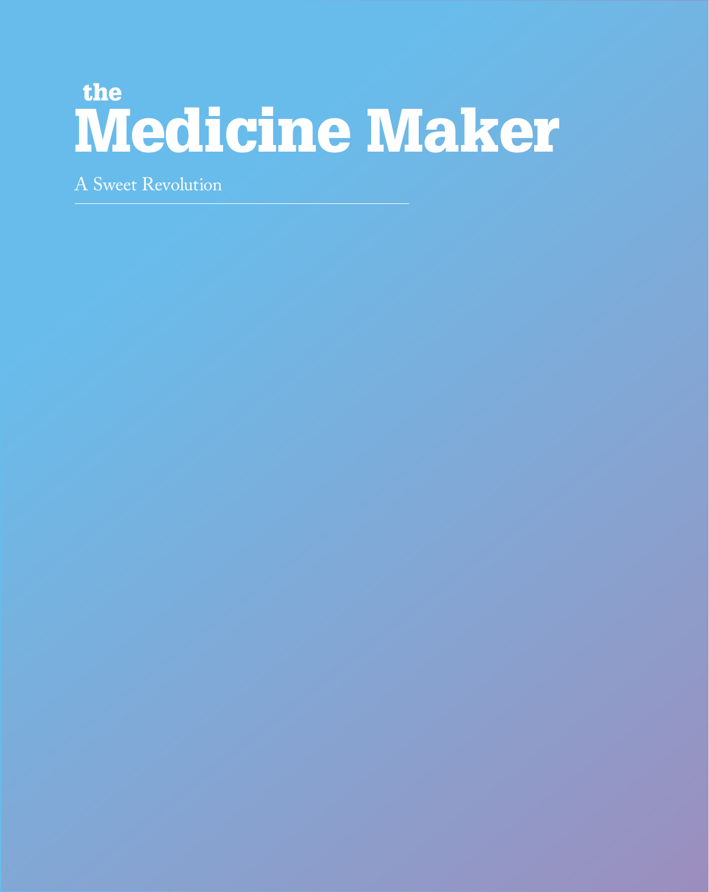the
# Medicine Maker

A Sweet Revolution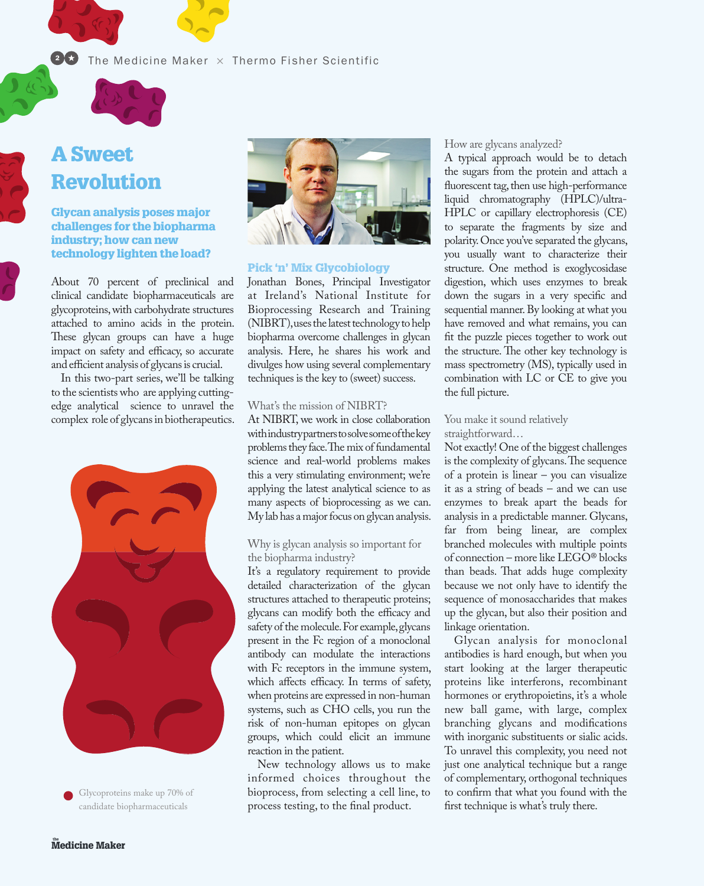# A Sweet Revolution

**Glycan analysis poses major challenges for the biopharma industry; how can new technology lighten the load?**

About 70 percent of preclinical and clinical candidate biopharmaceuticals are glycoproteins, with carbohydrate structures attached to amino acids in the protein. These glycan groups can have a huge impact on safety and efficacy, so accurate and efficient analysis of glycans is crucial.

In this two-part series, we'll be talking to the scientists who are applying cutting-edge analytical science to unravel the complex role of glycans in biotherapeutics.

Glycoproteins make up 70% of candidate biopharmaceuticals

## Pick 'n' Mix Glycobiology

Jonathan Bones, Principal Investigator at Ireland's National Institute for Bioprocessing Research and Training (NIBRT), uses the latest technology to help biopharma overcome challenges in glycan analysis. Here, he shares his work and divulges how using several complementary techniques is the key to (sweet) success.

What's the mission of NIBRT?

At NIBRT, we work in close collaboration with industry partners to solve some of the key problems they face. The mix of fundamental science and real-world problems makes this a very stimulating environment; we're applying the latest analytical science to as many aspects of bioprocessing as we can. My lab has a major focus on glycan analysis.

Why is glycan analysis so important for the biopharma industry?

It's a regulatory requirement to provide detailed characterization of the glycan structures attached to therapeutic proteins; glycans can modify both the efficacy and safety of the molecule. For example, glycans present in the Fc region of a monoclonal antibody can modulate the interactions with Fc receptors in the immune system, which affects efficacy. In terms of safety, when proteins are expressed in non-human systems, such as CHO cells, you run the risk of non-human epitopes on glycan groups, which could elicit an immune reaction in the patient.

New technology allows us to make informed choices throughout the bioprocess, from selecting a cell line, to process testing, to the final product.

How are glycans analyzed?

A typical approach would be to detach the sugars from the protein and attach a fluorescent tag, then use high-performance liquid chromatography (HPLC)/ultra-HPLC or capillary electrophoresis (CE) to separate the fragments by size and polarity. Once you've separated the glycans, you usually want to characterize their structure. One method is exoglycosidase digestion, which uses enzymes to break down the sugars in a very specific and sequential manner. By looking at what you have removed and what remains, you can fit the puzzle pieces together to work out the structure. The other key technology is mass spectrometry (MS), typically used in combination with LC or CE to give you the full picture.

You make it sound relatively straightforward…

Not exactly! One of the biggest challenges is the complexity of glycans. The sequence of a protein is linear – you can visualize it as a string of beads – and we can use enzymes to break apart the beads for analysis in a predictable manner. Glycans, far from being linear, are complex branched molecules with multiple points of connection – more like LEGO® blocks than beads. That adds huge complexity because we not only have to identify the sequence of monosaccharides that makes up the glycan, but also their position and linkage orientation.

Glycan analysis for monoclonal antibodies is hard enough, but when you start looking at the larger therapeutic proteins like interferons, recombinant hormones or erythropoietins, it's a whole new ball game, with large, complex branching glycans and modifications with inorganic substituents or sialic acids. To unravel this complexity, you need not just one analytical technique but a range of complementary, orthogonal techniques to confirm that what you found with the first technique is what's truly there.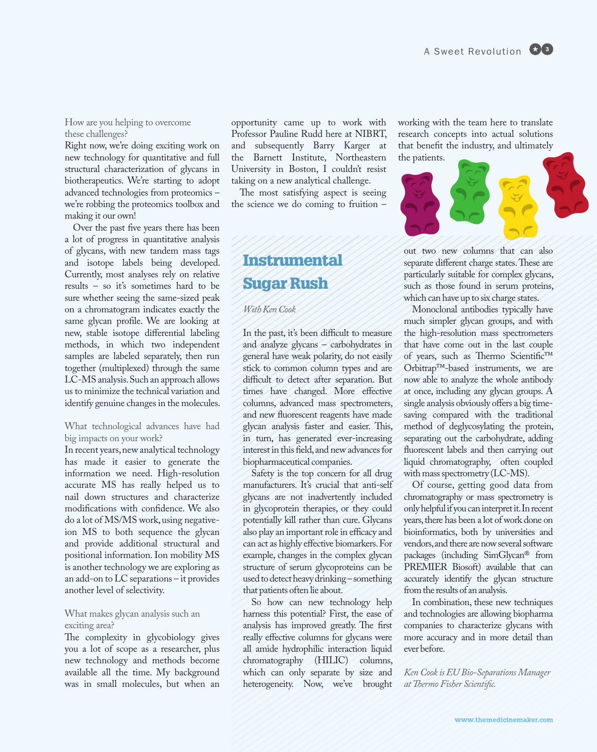How are you helping to overcome these challenges?

Right now, we're doing exciting work on new technology for quantitative and full structural characterization of glycans in biotherapeutics. We're starting to adopt advanced technologies from proteomics – we're robbing the proteomics toolbox and making it our own!

Over the past five years there has been a lot of progress in quantitative analysis of glycans, with new tandem mass tags and isotope labels being developed. Currently, most analyses rely on relative results – so it's sometimes hard to be sure whether seeing the same-sized peak on a chromatogram indicates exactly the same glycan profile. We are looking at new, stable isotope differential labeling methods, in which two independent samples are labeled separately, then run together (multiplexed) through the same LC-MS analysis. Such an approach allows us to minimize the technical variation and identify genuine changes in the molecules.

What technological advances have had big impacts on your work?

In recent years, new analytical technology has made it easier to generate the information we need. High-resolution accurate MS has really helped us to nail down structures and characterize modifications with confidence. We also do a lot of MS/MS work, using negative-ion MS to both sequence the glycan and provide additional structural and positional information. Ion mobility MS is another technology we are exploring as an add-on to LC separations – it provides another level of selectivity.

What makes glycan analysis such an exciting area?

The complexity in glycobiology gives you a lot of scope as a researcher, plus new technology and methods become available all the time. My background was in small molecules, but when an opportunity came up to work with Professor Pauline Rudd here at NIBRT, and subsequently Barry Karger at the Barnett Institute, Northeastern University in Boston, I couldn't resist taking on a new analytical challenge.

The most satisfying aspect is seeing the science we do coming to fruition – working with the team here to translate research concepts into actual solutions that benefit the industry, and ultimately the patients.

## Instrumental Sugar Rush

*With Ken Cook*

In the past, it's been difficult to measure and analyze glycans – carbohydrates in general have weak polarity, do not easily stick to common column types and are difficult to detect after separation. But times have changed. More effective columns, advanced mass spectrometers, and new fluorescent reagents have made glycan analysis faster and easier. This, in turn, has generated ever-increasing interest in this field, and new advances for biopharmaceutical companies.

Safety is the top concern for all drug manufacturers. It's crucial that anti-self glycans are not inadvertently included in glycoprotein therapies, or they could potentially kill rather than cure. Glycans also play an important role in efficacy and can act as highly effective biomarkers. For example, changes in the complex glycan structure of serum glycoproteins can be used to detect heavy drinking – something that patients often lie about.

So how can new technology help harness this potential? First, the ease of analysis has improved greatly. The first really effective columns for glycans were all amide hydrophilic interaction liquid chromatography (HILIC) columns, which can only separate by size and heterogeneity. Now, we've brought out two new columns that can also separate different charge states. These are particularly suitable for complex glycans, such as those found in serum proteins, which can have up to six charge states.

Monoclonal antibodies typically have much simpler glycan groups, and with the high-resolution mass spectrometers that have come out in the last couple of years, such as Thermo Scientific™ Orbitrap™-based instruments, we are now able to analyze the whole antibody at once, including any glycan groups. A single analysis obviously offers a big time-saving compared with the traditional method of deglycosylating the protein, separating out the carbohydrate, adding fluorescent labels and then carrying out liquid chromatography, often coupled with mass spectrometry (LC-MS).

Of course, getting good data from chromatography or mass spectrometry is only helpful if you can interpret it. In recent years, there has been a lot of work done on bioinformatics, both by universities and vendors, and there are now several software packages (including SimGlycan® from PREMIER Biosoft) available that can accurately identify the glycan structure from the results of an analysis.

In combination, these new techniques and technologies are allowing biopharma companies to characterize glycans with more accuracy and in more detail than ever before.

*Ken Cook is EU Bio-Separations Manager at Thermo Fisher Scientific.*